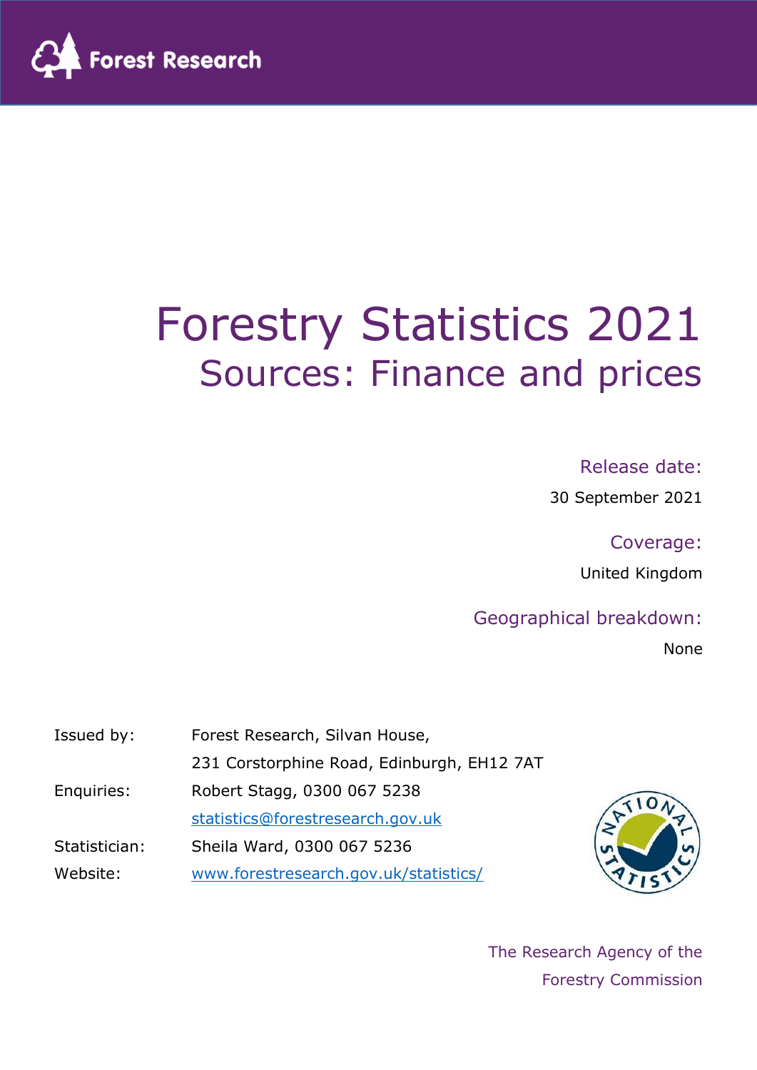Forest Research

# Forestry Statistics 2021

## Sources: Finance and prices

**Release date:**

30 September 2021

**Coverage:**

United Kingdom

**Geographical breakdown:**

None

| | |
|---|---|
| Issued by: | Forest Research, Silvan House, 231 Corstorphine Road, Edinburgh, EH12 7AT |
| Enquiries: | Robert Stagg, 0300 067 5238 |
| | statistics@forestresearch.gov.uk |
| Statistician: | Sheila Ward, 0300 067 5236 |
| Website: | www.forestresearch.gov.uk/statistics/ |

The Research Agency of the Forestry Commission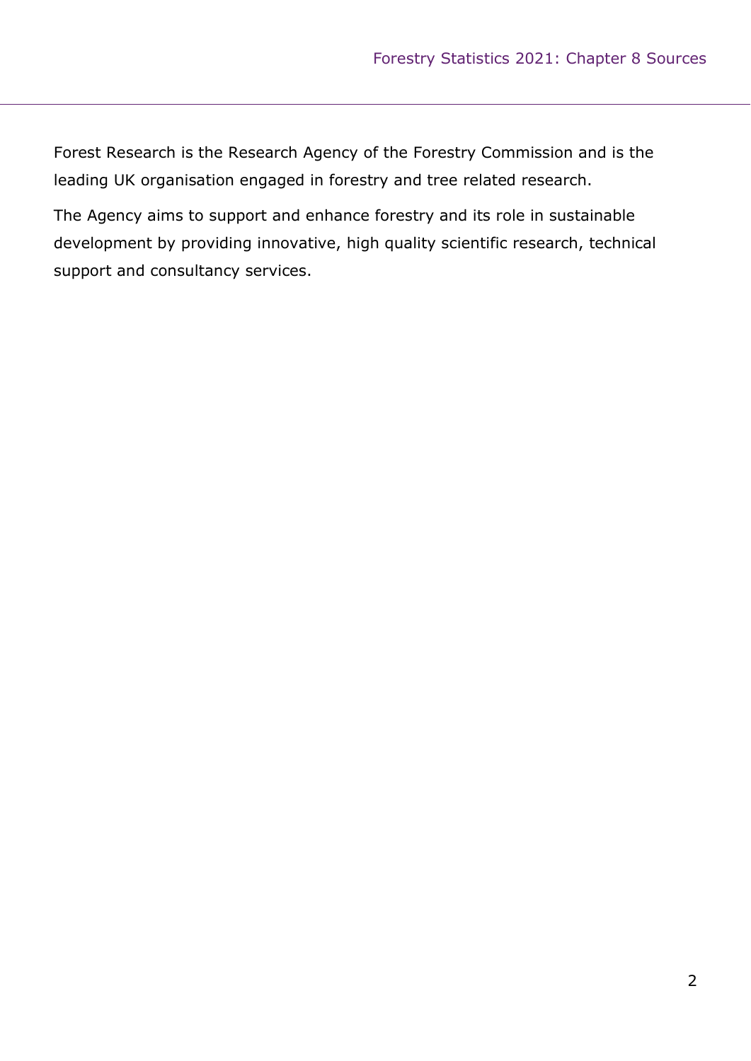Forest Research is the Research Agency of the Forestry Commission and is the leading UK organisation engaged in forestry and tree related research.

The Agency aims to support and enhance forestry and its role in sustainable development by providing innovative, high quality scientific research, technical support and consultancy services.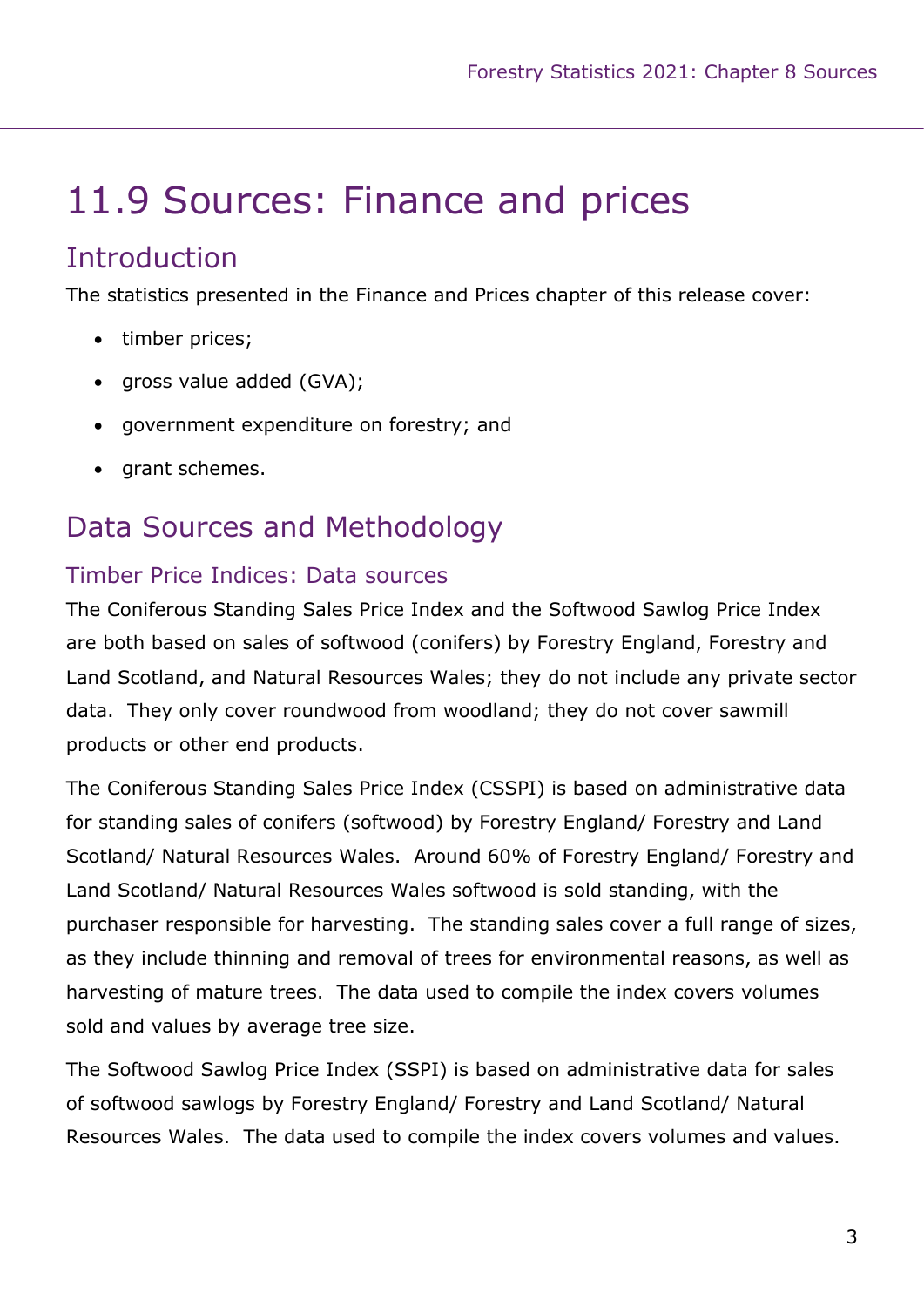# 11.9 Sources: Finance and prices

## Introduction

The statistics presented in the Finance and Prices chapter of this release cover:

- timber prices;
- gross value added (GVA);
- government expenditure on forestry; and
- grant schemes.

## Data Sources and Methodology

### Timber Price Indices: Data sources

The Coniferous Standing Sales Price Index and the Softwood Sawlog Price Index are both based on sales of softwood (conifers) by Forestry England, Forestry and Land Scotland, and Natural Resources Wales; they do not include any private sector data. They only cover roundwood from woodland; they do not cover sawmill products or other end products.

The Coniferous Standing Sales Price Index (CSSPI) is based on administrative data for standing sales of conifers (softwood) by Forestry England/ Forestry and Land Scotland/ Natural Resources Wales. Around 60% of Forestry England/ Forestry and Land Scotland/ Natural Resources Wales softwood is sold standing, with the purchaser responsible for harvesting. The standing sales cover a full range of sizes, as they include thinning and removal of trees for environmental reasons, as well as harvesting of mature trees. The data used to compile the index covers volumes sold and values by average tree size.

The Softwood Sawlog Price Index (SSPI) is based on administrative data for sales of softwood sawlogs by Forestry England/ Forestry and Land Scotland/ Natural Resources Wales. The data used to compile the index covers volumes and values.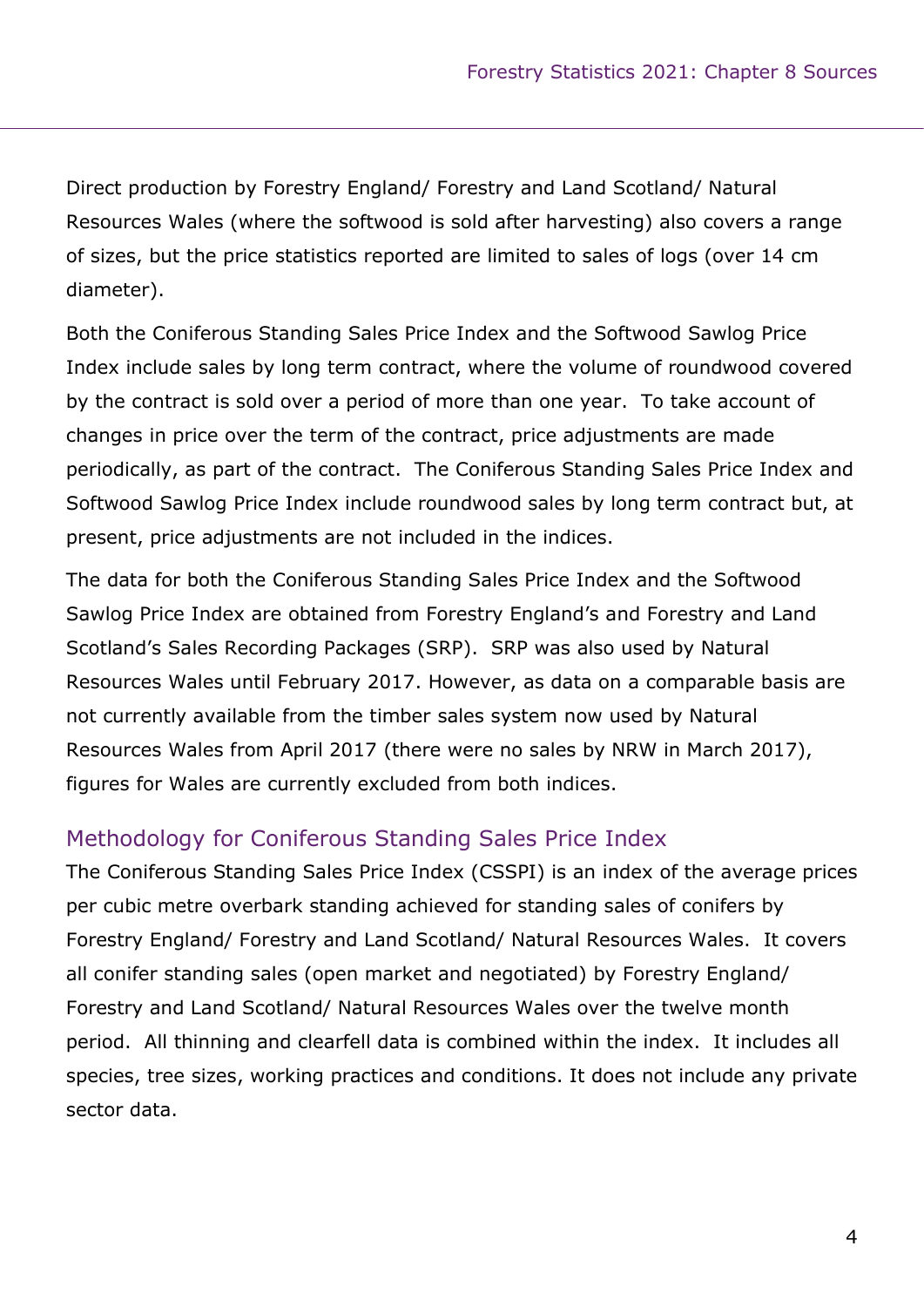Direct production by Forestry England/ Forestry and Land Scotland/ Natural Resources Wales (where the softwood is sold after harvesting) also covers a range of sizes, but the price statistics reported are limited to sales of logs (over 14 cm diameter).

Both the Coniferous Standing Sales Price Index and the Softwood Sawlog Price Index include sales by long term contract, where the volume of roundwood covered by the contract is sold over a period of more than one year. To take account of changes in price over the term of the contract, price adjustments are made periodically, as part of the contract. The Coniferous Standing Sales Price Index and Softwood Sawlog Price Index include roundwood sales by long term contract but, at present, price adjustments are not included in the indices.

The data for both the Coniferous Standing Sales Price Index and the Softwood Sawlog Price Index are obtained from Forestry England's and Forestry and Land Scotland's Sales Recording Packages (SRP). SRP was also used by Natural Resources Wales until February 2017. However, as data on a comparable basis are not currently available from the timber sales system now used by Natural Resources Wales from April 2017 (there were no sales by NRW in March 2017), figures for Wales are currently excluded from both indices.

## Methodology for Coniferous Standing Sales Price Index

The Coniferous Standing Sales Price Index (CSSPI) is an index of the average prices per cubic metre overbark standing achieved for standing sales of conifers by Forestry England/ Forestry and Land Scotland/ Natural Resources Wales. It covers all conifer standing sales (open market and negotiated) by Forestry England/ Forestry and Land Scotland/ Natural Resources Wales over the twelve month period. All thinning and clearfell data is combined within the index. It includes all species, tree sizes, working practices and conditions. It does not include any private sector data.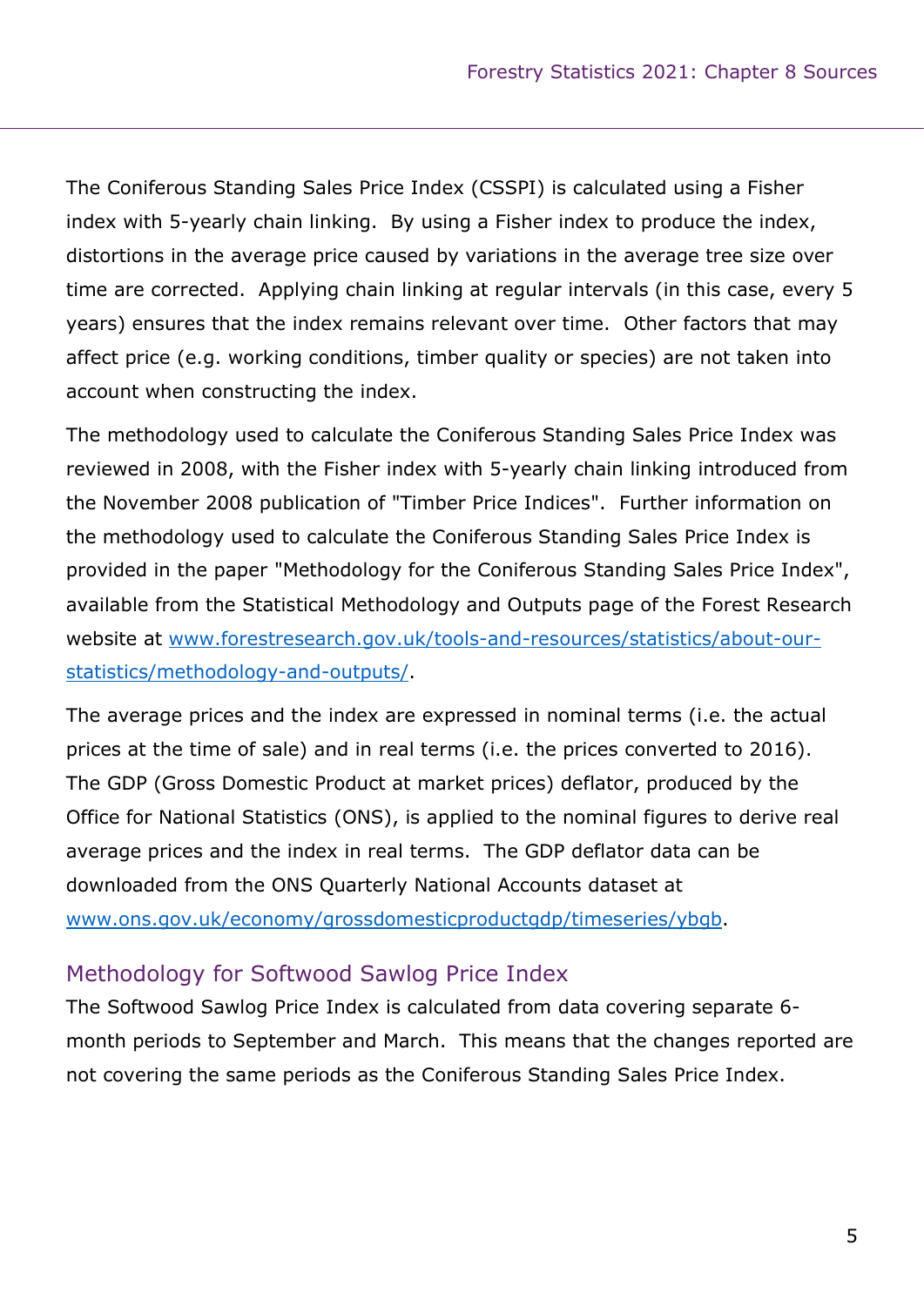The Coniferous Standing Sales Price Index (CSSPI) is calculated using a Fisher index with 5-yearly chain linking. By using a Fisher index to produce the index, distortions in the average price caused by variations in the average tree size over time are corrected. Applying chain linking at regular intervals (in this case, every 5 years) ensures that the index remains relevant over time. Other factors that may affect price (e.g. working conditions, timber quality or species) are not taken into account when constructing the index.

The methodology used to calculate the Coniferous Standing Sales Price Index was reviewed in 2008, with the Fisher index with 5-yearly chain linking introduced from the November 2008 publication of "Timber Price Indices". Further information on the methodology used to calculate the Coniferous Standing Sales Price Index is provided in the paper "Methodology for the Coniferous Standing Sales Price Index", available from the Statistical Methodology and Outputs page of the Forest Research website at [www.forestresearch.gov.uk/tools-and-resources/statistics/about-our-statistics/methodology-and-outputs/](http://www.forestresearch.gov.uk/tools-and-resources/statistics/about-our-statistics/methodology-and-outputs/).

The average prices and the index are expressed in nominal terms (i.e. the actual prices at the time of sale) and in real terms (i.e. the prices converted to 2016). The GDP (Gross Domestic Product at market prices) deflator, produced by the Office for National Statistics (ONS), is applied to the nominal figures to derive real average prices and the index in real terms. The GDP deflator data can be downloaded from the ONS Quarterly National Accounts dataset at [www.ons.gov.uk/economy/grossdomesticproductgdp/timeseries/ybgb](http://www.ons.gov.uk/economy/grossdomesticproductgdp/timeseries/ybgb).

## Methodology for Softwood Sawlog Price Index

The Softwood Sawlog Price Index is calculated from data covering separate 6-month periods to September and March. This means that the changes reported are not covering the same periods as the Coniferous Standing Sales Price Index.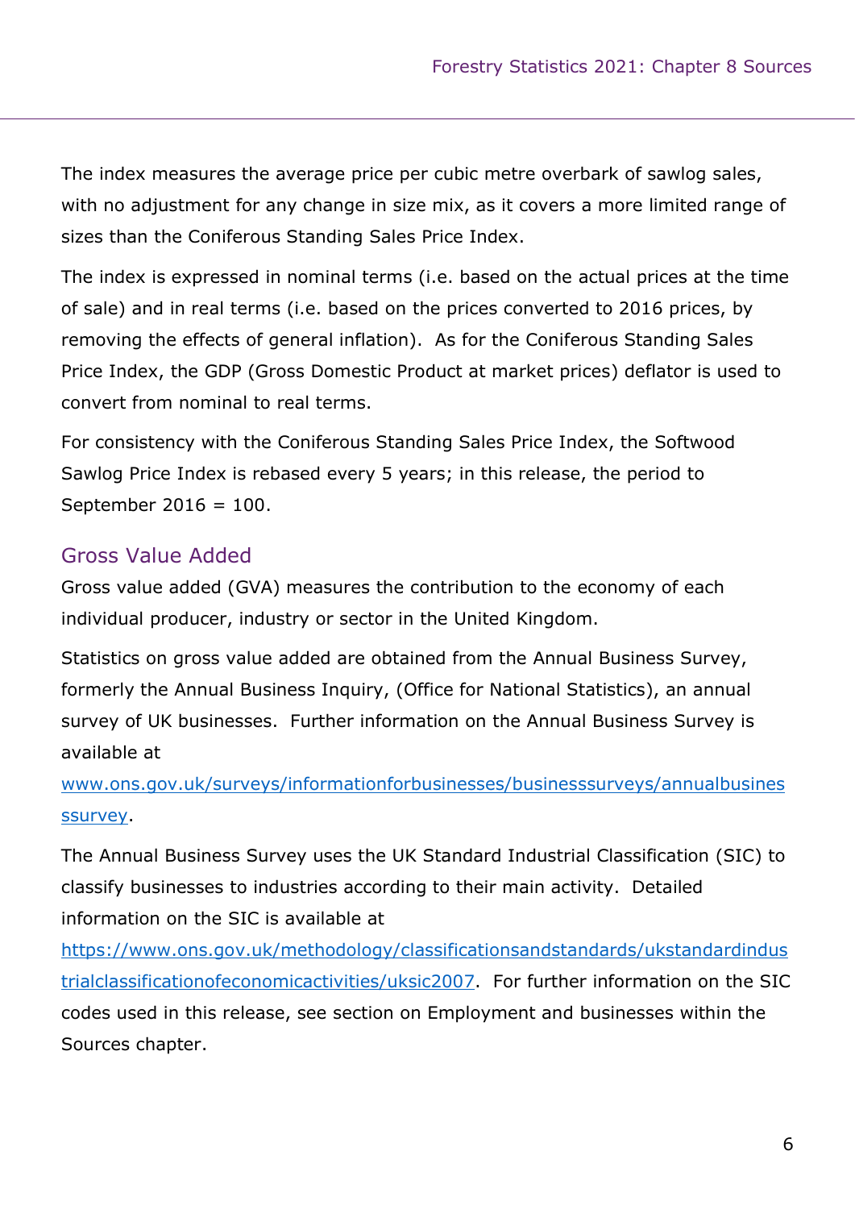The index measures the average price per cubic metre overbark of sawlog sales, with no adjustment for any change in size mix, as it covers a more limited range of sizes than the Coniferous Standing Sales Price Index.

The index is expressed in nominal terms (i.e. based on the actual prices at the time of sale) and in real terms (i.e. based on the prices converted to 2016 prices, by removing the effects of general inflation). As for the Coniferous Standing Sales Price Index, the GDP (Gross Domestic Product at market prices) deflator is used to convert from nominal to real terms.

For consistency with the Coniferous Standing Sales Price Index, the Softwood Sawlog Price Index is rebased every 5 years; in this release, the period to September 2016 = 100.

## Gross Value Added

Gross value added (GVA) measures the contribution to the economy of each individual producer, industry or sector in the United Kingdom.

Statistics on gross value added are obtained from the Annual Business Survey, formerly the Annual Business Inquiry, (Office for National Statistics), an annual survey of UK businesses. Further information on the Annual Business Survey is available at [www.ons.gov.uk/surveys/informationforbusinesses/businesssurveys/annualbusinessssurvey](www.ons.gov.uk/surveys/informationforbusinesses/businesssurveys/annualbusinessssurvey).

The Annual Business Survey uses the UK Standard Industrial Classification (SIC) to classify businesses to industries according to their main activity. Detailed information on the SIC is available at [https://www.ons.gov.uk/methodology/classificationsandstandards/ukstandardindustrialclassificationofeconomicactivities/uksic2007](https://www.ons.gov.uk/methodology/classificationsandstandards/ukstandardindustrialclassificationofeconomicactivities/uksic2007). For further information on the SIC codes used in this release, see section on Employment and businesses within the Sources chapter.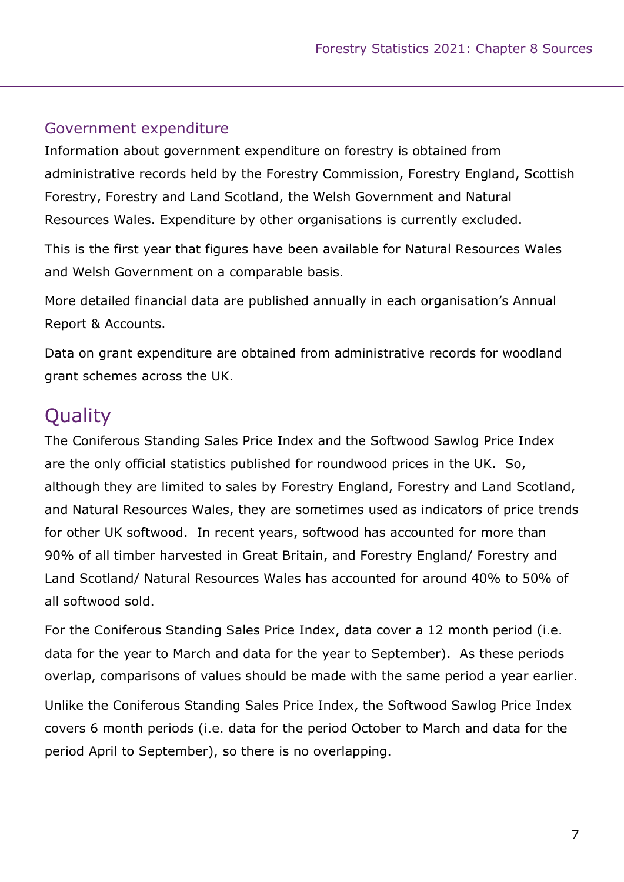### Government expenditure

Information about government expenditure on forestry is obtained from administrative records held by the Forestry Commission, Forestry England, Scottish Forestry, Forestry and Land Scotland, the Welsh Government and Natural Resources Wales. Expenditure by other organisations is currently excluded.

This is the first year that figures have been available for Natural Resources Wales and Welsh Government on a comparable basis.

More detailed financial data are published annually in each organisation's Annual Report & Accounts.

Data on grant expenditure are obtained from administrative records for woodland grant schemes across the UK.

## Quality

The Coniferous Standing Sales Price Index and the Softwood Sawlog Price Index are the only official statistics published for roundwood prices in the UK. So, although they are limited to sales by Forestry England, Forestry and Land Scotland, and Natural Resources Wales, they are sometimes used as indicators of price trends for other UK softwood. In recent years, softwood has accounted for more than 90% of all timber harvested in Great Britain, and Forestry England/ Forestry and Land Scotland/ Natural Resources Wales has accounted for around 40% to 50% of all softwood sold.

For the Coniferous Standing Sales Price Index, data cover a 12 month period (i.e. data for the year to March and data for the year to September). As these periods overlap, comparisons of values should be made with the same period a year earlier.

Unlike the Coniferous Standing Sales Price Index, the Softwood Sawlog Price Index covers 6 month periods (i.e. data for the period October to March and data for the period April to September), so there is no overlapping.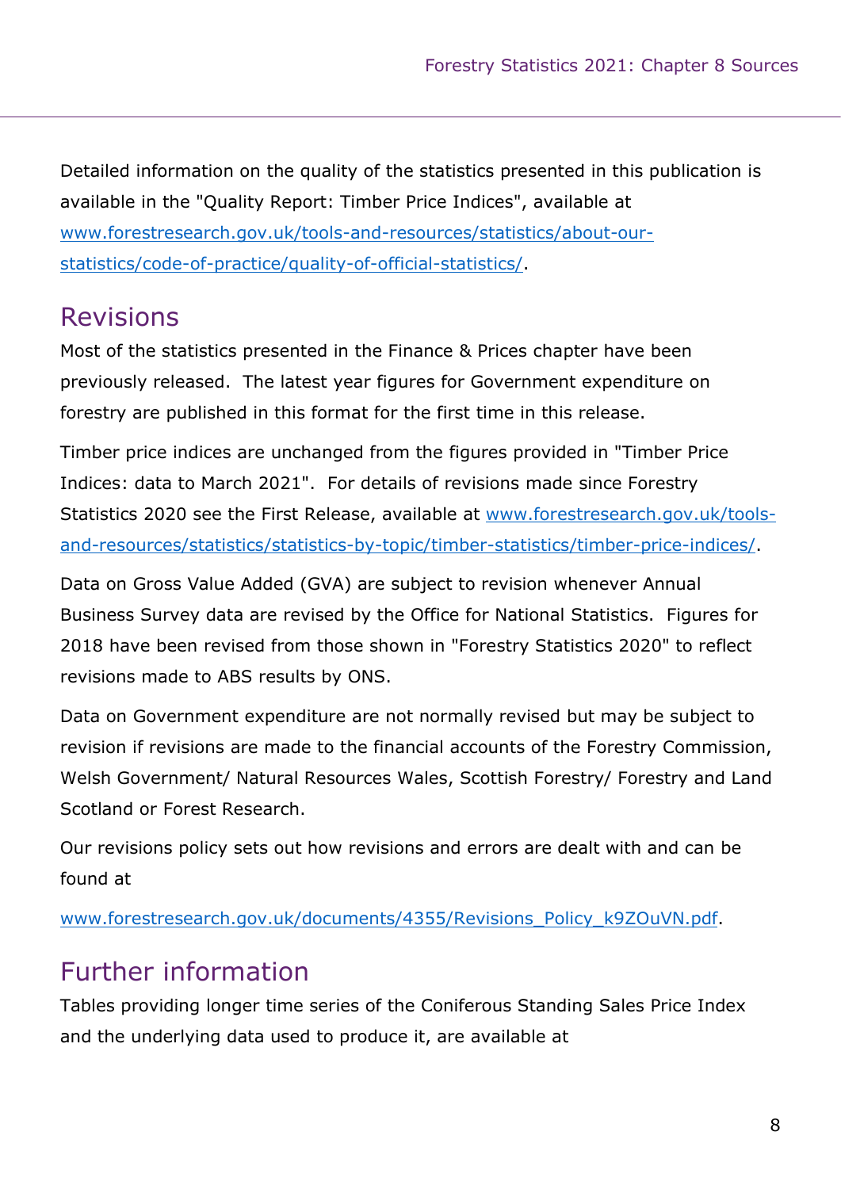Detailed information on the quality of the statistics presented in this publication is available in the "Quality Report: Timber Price Indices", available at www.forestresearch.gov.uk/tools-and-resources/statistics/about-our-statistics/code-of-practice/quality-of-official-statistics/.

## Revisions

Most of the statistics presented in the Finance & Prices chapter have been previously released. The latest year figures for Government expenditure on forestry are published in this format for the first time in this release.

Timber price indices are unchanged from the figures provided in "Timber Price Indices: data to March 2021". For details of revisions made since Forestry Statistics 2020 see the First Release, available at www.forestresearch.gov.uk/tools-and-resources/statistics/statistics-by-topic/timber-statistics/timber-price-indices/.

Data on Gross Value Added (GVA) are subject to revision whenever Annual Business Survey data are revised by the Office for National Statistics. Figures for 2018 have been revised from those shown in "Forestry Statistics 2020" to reflect revisions made to ABS results by ONS.

Data on Government expenditure are not normally revised but may be subject to revision if revisions are made to the financial accounts of the Forestry Commission, Welsh Government/ Natural Resources Wales, Scottish Forestry/ Forestry and Land Scotland or Forest Research.

Our revisions policy sets out how revisions and errors are dealt with and can be found at

www.forestresearch.gov.uk/documents/4355/Revisions_Policy_k9ZOuVN.pdf.

## Further information

Tables providing longer time series of the Coniferous Standing Sales Price Index and the underlying data used to produce it, are available at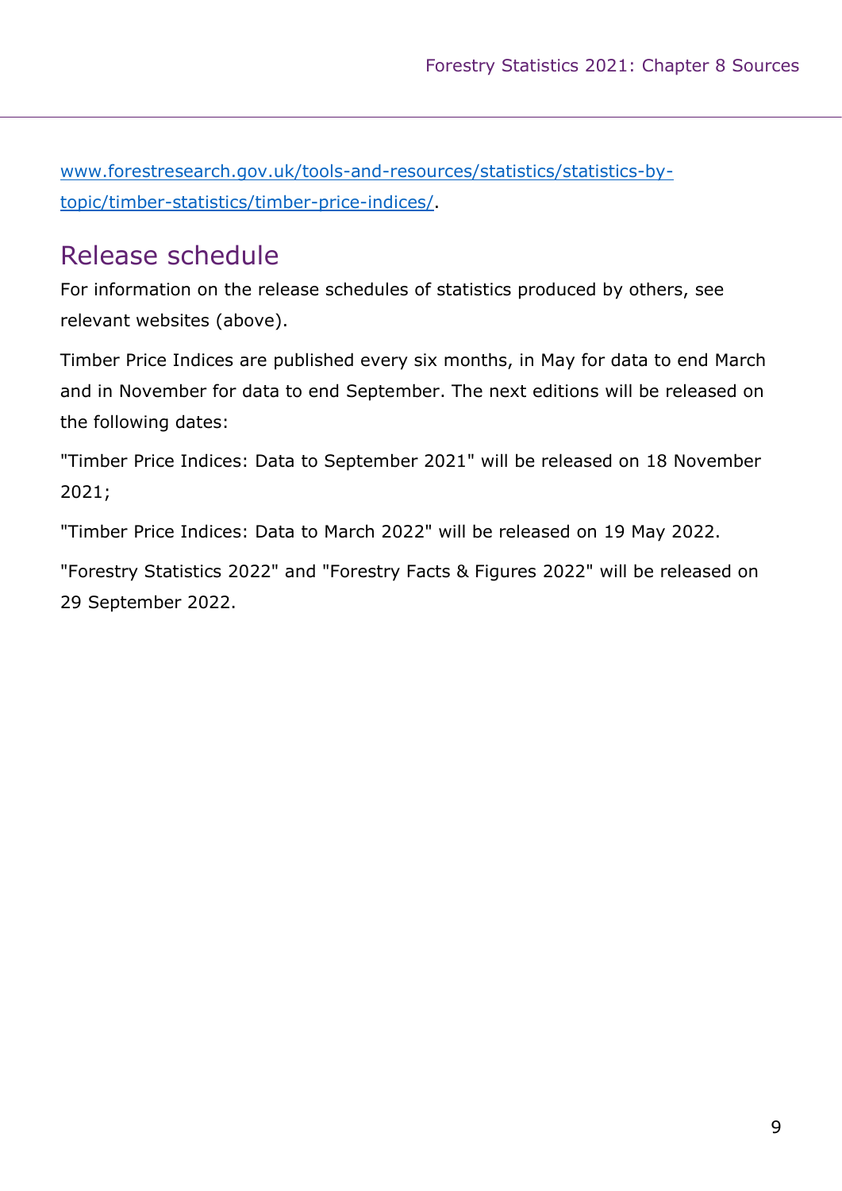[www.forestresearch.gov.uk/tools-and-resources/statistics/statistics-by-topic/timber-statistics/timber-price-indices/](www.forestresearch.gov.uk/tools-and-resources/statistics/statistics-by-topic/timber-statistics/timber-price-indices/).

## Release schedule

For information on the release schedules of statistics produced by others, see relevant websites (above).

Timber Price Indices are published every six months, in May for data to end March and in November for data to end September. The next editions will be released on the following dates:

"Timber Price Indices: Data to September 2021" will be released on 18 November 2021;

"Timber Price Indices: Data to March 2022" will be released on 19 May 2022.

"Forestry Statistics 2022" and "Forestry Facts & Figures 2022" will be released on 29 September 2022.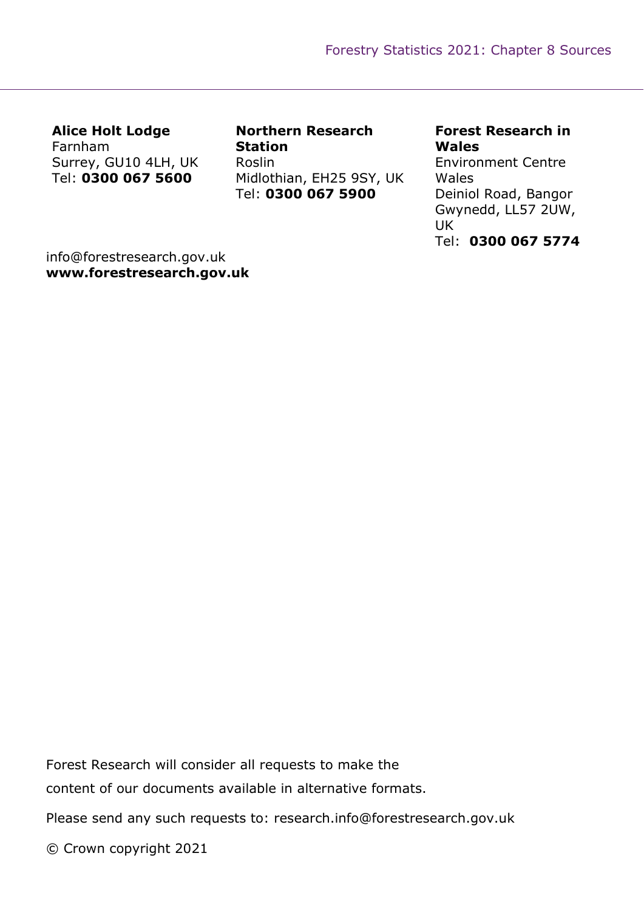**Alice Holt Lodge**
Farnham
Surrey, GU10 4LH, UK
Tel: **0300 067 5600**

**Northern Research Station**
Roslin
Midlothian, EH25 9SY, UK
Tel: **0300 067 5900**

**Forest Research in Wales**
Environment Centre Wales
Deiniol Road, Bangor
Gwynedd, LL57 2UW, UK
Tel: **0300 067 5774**

info@forestresearch.gov.uk
**www.forestresearch.gov.uk**

Forest Research will consider all requests to make the content of our documents available in alternative formats.

Please send any such requests to: research.info@forestresearch.gov.uk

© Crown copyright 2021